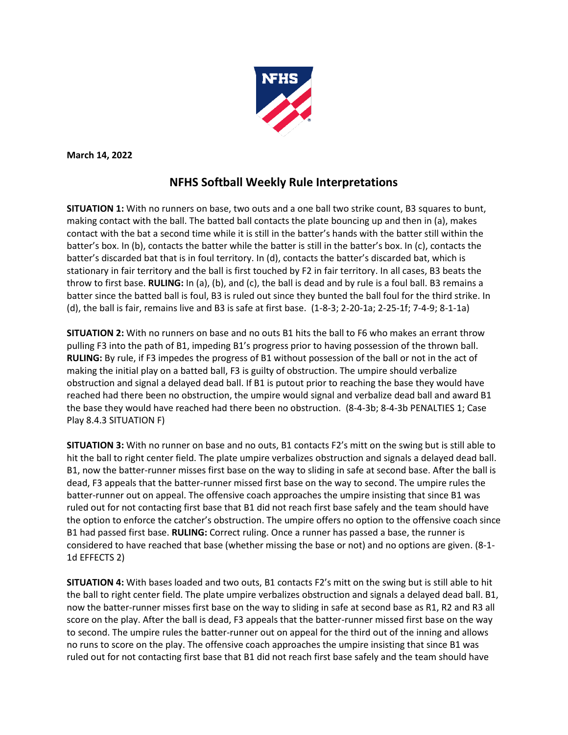**March 14, 2022**

# NFHS Softball Weekly Rule Interpretations

**SITUATION 1:** With no runners on base, two outs and a one ball two strike count, B3 squares to bunt, making contact with the ball. The batted ball contacts the plate bouncing up and then in (a), makes contact with the bat a second time while it is still in the batter's hands with the batter still within the batter's box. In (b), contacts the batter while the batter is still in the batter's box. In (c), contacts the batter's discarded bat that is in foul territory. In (d), contacts the batter's discarded bat, which is stationary in fair territory and the ball is first touched by F2 in fair territory. In all cases, B3 beats the throw to first base. **RULING:** In (a), (b), and (c), the ball is dead and by rule is a foul ball. B3 remains a batter since the batted ball is foul, B3 is ruled out since they bunted the ball foul for the third strike. In (d), the ball is fair, remains live and B3 is safe at first base. (1-8-3; 2-20-1a; 2-25-1f; 7-4-9; 8-1-1a)

**SITUATION 2:** With no runners on base and no outs B1 hits the ball to F6 who makes an errant throw pulling F3 into the path of B1, impeding B1's progress prior to having possession of the thrown ball. **RULING:** By rule, if F3 impedes the progress of B1 without possession of the ball or not in the act of making the initial play on a batted ball, F3 is guilty of obstruction. The umpire should verbalize obstruction and signal a delayed dead ball. If B1 is putout prior to reaching the base they would have reached had there been no obstruction, the umpire would signal and verbalize dead ball and award B1 the base they would have reached had there been no obstruction. (8-4-3b; 8-4-3b PENALTIES 1; Case Play 8.4.3 SITUATION F)

**SITUATION 3:** With no runner on base and no outs, B1 contacts F2's mitt on the swing but is still able to hit the ball to right center field. The plate umpire verbalizes obstruction and signals a delayed dead ball. B1, now the batter-runner misses first base on the way to sliding in safe at second base. After the ball is dead, F3 appeals that the batter-runner missed first base on the way to second. The umpire rules the batter-runner out on appeal. The offensive coach approaches the umpire insisting that since B1 was ruled out for not contacting first base that B1 did not reach first base safely and the team should have the option to enforce the catcher's obstruction. The umpire offers no option to the offensive coach since B1 had passed first base. **RULING:** Correct ruling. Once a runner has passed a base, the runner is considered to have reached that base (whether missing the base or not) and no options are given. (8-1-1d EFFECTS 2)

**SITUATION 4:** With bases loaded and two outs, B1 contacts F2's mitt on the swing but is still able to hit the ball to right center field. The plate umpire verbalizes obstruction and signals a delayed dead ball. B1, now the batter-runner misses first base on the way to sliding in safe at second base as R1, R2 and R3 all score on the play. After the ball is dead, F3 appeals that the batter-runner missed first base on the way to second. The umpire rules the batter-runner out on appeal for the third out of the inning and allows no runs to score on the play. The offensive coach approaches the umpire insisting that since B1 was ruled out for not contacting first base that B1 did not reach first base safely and the team should have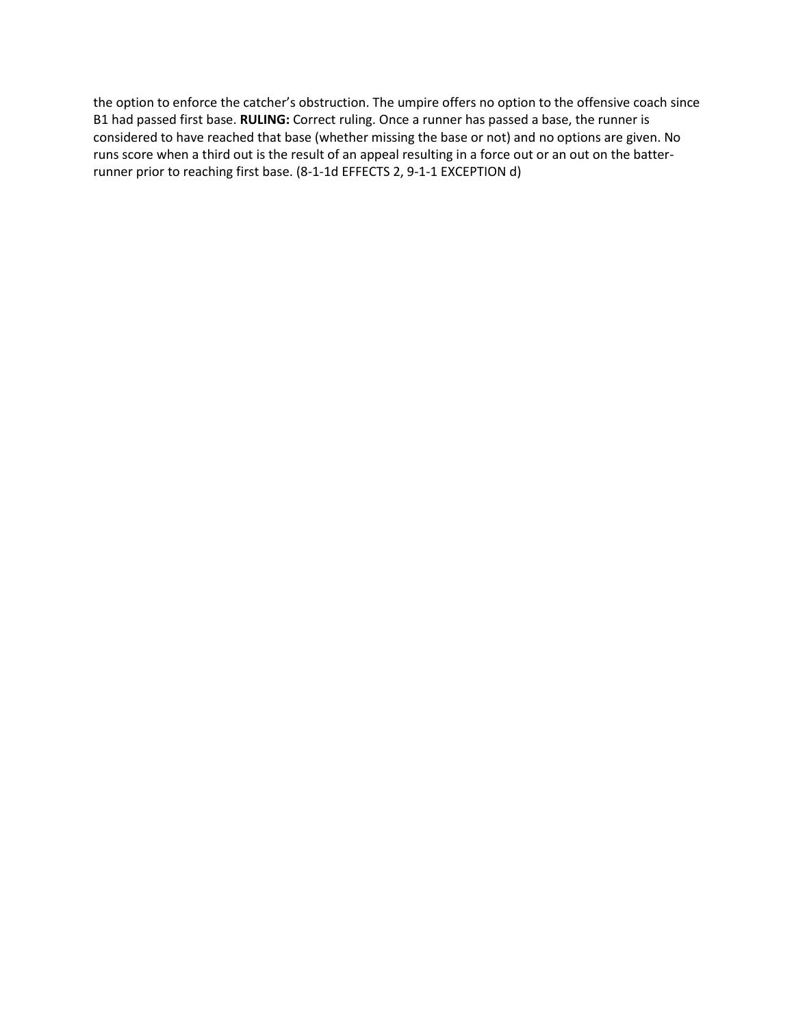the option to enforce the catcher's obstruction. The umpire offers no option to the offensive coach since B1 had passed first base. **RULING:** Correct ruling. Once a runner has passed a base, the runner is considered to have reached that base (whether missing the base or not) and no options are given. No runs score when a third out is the result of an appeal resulting in a force out or an out on the batter-runner prior to reaching first base. (8-1-1d EFFECTS 2, 9-1-1 EXCEPTION d)